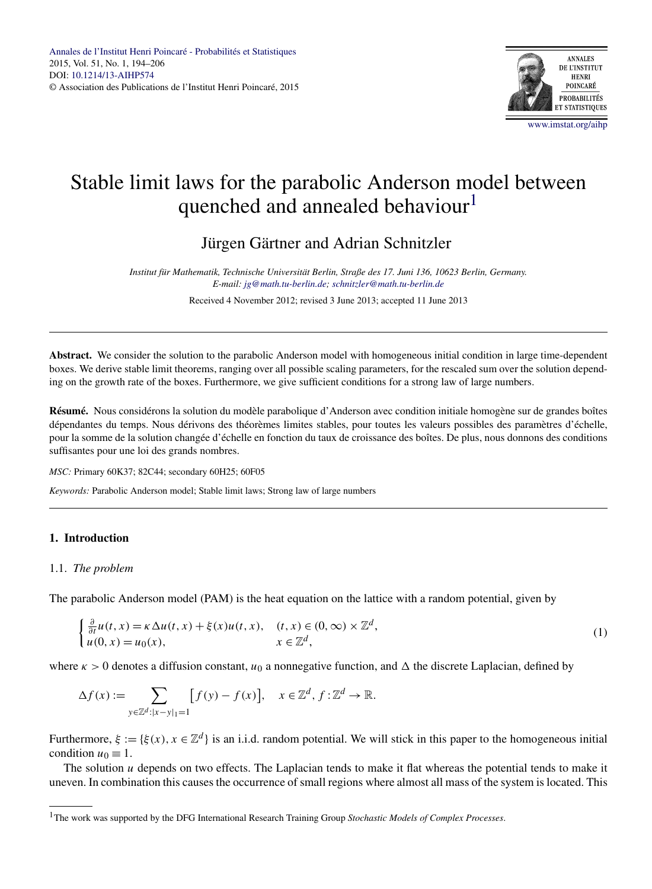Annales de l'Institut Henri Poincaré - Probabilités et Statistiques
2015, Vol. 51, No. 1, 194–206
DOI: 10.1214/13-AIHP574
© Association des Publications de l'Institut Henri Poincaré, 2015

# Stable limit laws for the parabolic Anderson model between quenched and annealed behaviour[1]

## Jürgen Gärtner and Adrian Schnitzler

*Institut für Mathematik, Technische Universität Berlin, Straße des 17. Juni 136, 10623 Berlin, Germany.*
*E-mail: jg@math.tu-berlin.de; schnitzler@math.tu-berlin.de*

Received 4 November 2012; revised 3 June 2013; accepted 11 June 2013

---

**Abstract.** We consider the solution to the parabolic Anderson model with homogeneous initial condition in large time-dependent boxes. We derive stable limit theorems, ranging over all possible scaling parameters, for the rescaled sum over the solution depending on the growth rate of the boxes. Furthermore, we give sufficient conditions for a strong law of large numbers.

**Résumé.** Nous considérons la solution du modèle parabolique d'Anderson avec condition initiale homogène sur de grandes boîtes dépendantes du temps. Nous dérivons des théorèmes limites stables, pour toutes les valeurs possibles des paramètres d'échelle, pour la somme de la solution changée d'échelle en fonction du taux de croissance des boîtes. De plus, nous donnons des conditions suffisantes pour une loi des grands nombres.

*MSC:* Primary 60K37; 82C44; secondary 60H25; 60F05

*Keywords:* Parabolic Anderson model; Stable limit laws; Strong law of large numbers

---

## 1. Introduction

### 1.1. *The problem*

The parabolic Anderson model (PAM) is the heat equation on the lattice with a random potential, given by

$$
\begin{cases} \frac{\partial}{\partial t} u(t,x) = \kappa \Delta u(t,x) + \xi(x) u(t,x), & (t,x) \in (0,\infty) \times \mathbb{Z}^d, \\ u(0,x) = u_0(x), & x \in \mathbb{Z}^d, \end{cases} \tag{1}
$$

where $\kappa > 0$ denotes a diffusion constant, $u_0$ a nonnegative function, and $\Delta$ the discrete Laplacian, defined by

$$
\Delta f(x) := \sum_{y \in \mathbb{Z}^d : |x-y|_1 = 1} \left[ f(y) - f(x) \right], \quad x \in \mathbb{Z}^d, \ f : \mathbb{Z}^d \to \mathbb{R}.
$$

Furthermore, $\xi := \{\xi(x), x \in \mathbb{Z}^d\}$ is an i.i.d. random potential. We will stick in this paper to the homogeneous initial condition $u_0 \equiv 1$.

The solution $u$ depends on two effects. The Laplacian tends to make it flat whereas the potential tends to make it uneven. In combination this causes the occurrence of small regions where almost all mass of the system is located. This

---

[1] The work was supported by the DFG International Research Training Group *Stochastic Models of Complex Processes*.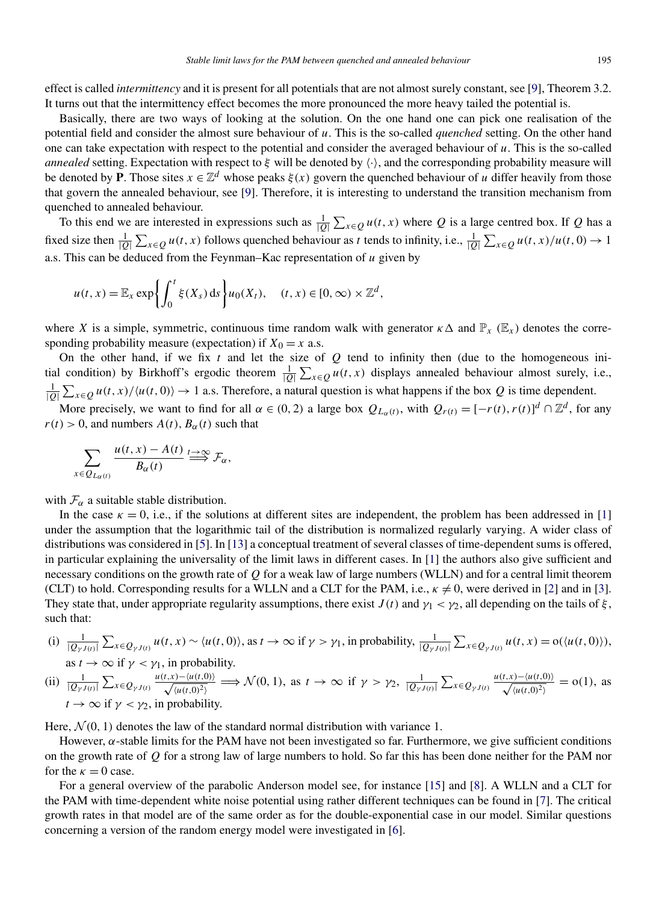effect is called *intermittency* and it is present for all potentials that are not almost surely constant, see [9], Theorem 3.2. It turns out that the intermittency effect becomes the more pronounced the more heavy tailed the potential is.

Basically, there are two ways of looking at the solution. On the one hand one can pick one realisation of the potential field and consider the almost sure behaviour of $u$. This is the so-called *quenched* setting. On the other hand one can take expectation with respect to the potential and consider the averaged behaviour of $u$. This is the so-called *annealed* setting. Expectation with respect to $\xi$ will be denoted by $\langle\cdot\rangle$, and the corresponding probability measure will be denoted by $\mathbf{P}$. Those sites $x \in \mathbb{Z}^d$ whose peaks $\xi(x)$ govern the quenched behaviour of $u$ differ heavily from those that govern the annealed behaviour, see [9]. Therefore, it is interesting to understand the transition mechanism from quenched to annealed behaviour.

To this end we are interested in expressions such as $\frac{1}{|Q|}\sum_{x\in Q} u(t,x)$ where $Q$ is a large centred box. If $Q$ has a fixed size then $\frac{1}{|Q|}\sum_{x\in Q} u(t,x)$ follows quenched behaviour as $t$ tends to infinity, i.e., $\frac{1}{|Q|}\sum_{x\in Q} u(t,x)/u(t,0) \to 1$ a.s. This can be deduced from the Feynman–Kac representation of $u$ given by

$$u(t,x) = \mathbb{E}_x \exp\left\{\int_0^t \xi(X_s)\,\mathrm{d}s\right\} u_0(X_t), \quad (t,x) \in [0,\infty) \times \mathbb{Z}^d,$$

where $X$ is a simple, symmetric, continuous time random walk with generator $\kappa\Delta$ and $\mathbb{P}_x$ ($\mathbb{E}_x$) denotes the corresponding probability measure (expectation) if $X_0 = x$ a.s.

On the other hand, if we fix $t$ and let the size of $Q$ tend to infinity then (due to the homogeneous initial condition) by Birkhoff's ergodic theorem $\frac{1}{|Q|}\sum_{x\in Q} u(t,x)$ displays annealed behaviour almost surely, i.e., $\frac{1}{|Q|}\sum_{x\in Q} u(t,x)/\langle u(t,0)\rangle \to 1$ a.s. Therefore, a natural question is what happens if the box $Q$ is time dependent.

More precisely, we want to find for all $\alpha \in (0,2)$ a large box $Q_{L_\alpha(t)}$, with $Q_{r(t)} = [-r(t), r(t)]^d \cap \mathbb{Z}^d$, for any $r(t) > 0$, and numbers $A(t)$, $B_\alpha(t)$ such that

$$\sum_{x\in Q_{L_\alpha(t)}} \frac{u(t,x) - A(t)}{B_\alpha(t)} \overset{t\to\infty}{\Longrightarrow} \mathcal{F}_\alpha,$$

with $\mathcal{F}_\alpha$ a suitable stable distribution.

In the case $\kappa = 0$, i.e., if the solutions at different sites are independent, the problem has been addressed in [1] under the assumption that the logarithmic tail of the distribution is normalized regularly varying. A wider class of distributions was considered in [5]. In [13] a conceptual treatment of several classes of time-dependent sums is offered, in particular explaining the universality of the limit laws in different cases. In [1] the authors also give sufficient and necessary conditions on the growth rate of $Q$ for a weak law of large numbers (WLLN) and for a central limit theorem (CLT) to hold. Corresponding results for a WLLN and a CLT for the PAM, i.e., $\kappa \neq 0$, were derived in [2] and in [3]. They state that, under appropriate regularity assumptions, there exist $J(t)$ and $\gamma_1 < \gamma_2$, all depending on the tails of $\xi$, such that:

(i) $\frac{1}{|Q_{\gamma J(t)}|}\sum_{x\in Q_{\gamma J(t)}} u(t,x) \sim \langle u(t,0)\rangle$, as $t\to\infty$ if $\gamma > \gamma_1$, in probability, $\frac{1}{|Q_{\gamma J(t)}|}\sum_{x\in Q_{\gamma J(t)}} u(t,x) = \mathrm{o}(\langle u(t,0)\rangle)$, as $t \to \infty$ if $\gamma < \gamma_1$, in probability.

(ii) $\frac{1}{|Q_{\gamma J(t)}|}\sum_{x\in Q_{\gamma J(t)}} \frac{u(t,x)-\langle u(t,0)\rangle}{\sqrt{\langle u(t,0)^2\rangle}} \Longrightarrow \mathcal{N}(0,1)$, as $t\to\infty$ if $\gamma > \gamma_2$, $\frac{1}{|Q_{\gamma J(t)}|}\sum_{x\in Q_{\gamma J(t)}} \frac{u(t,x)-\langle u(t,0)\rangle}{\sqrt{\langle u(t,0)^2\rangle}} = \mathrm{o}(1)$, as $t\to\infty$ if $\gamma < \gamma_2$, in probability.

Here, $\mathcal{N}(0,1)$ denotes the law of the standard normal distribution with variance 1.

However, $\alpha$-stable limits for the PAM have not been investigated so far. Furthermore, we give sufficient conditions on the growth rate of $Q$ for a strong law of large numbers to hold. So far this has been done neither for the PAM nor for the $\kappa = 0$ case.

For a general overview of the parabolic Anderson model see, for instance [15] and [8]. A WLLN and a CLT for the PAM with time-dependent white noise potential using rather different techniques can be found in [7]. The critical growth rates in that model are of the same order as for the double-exponential case in our model. Similar questions concerning a version of the random energy model were investigated in [6].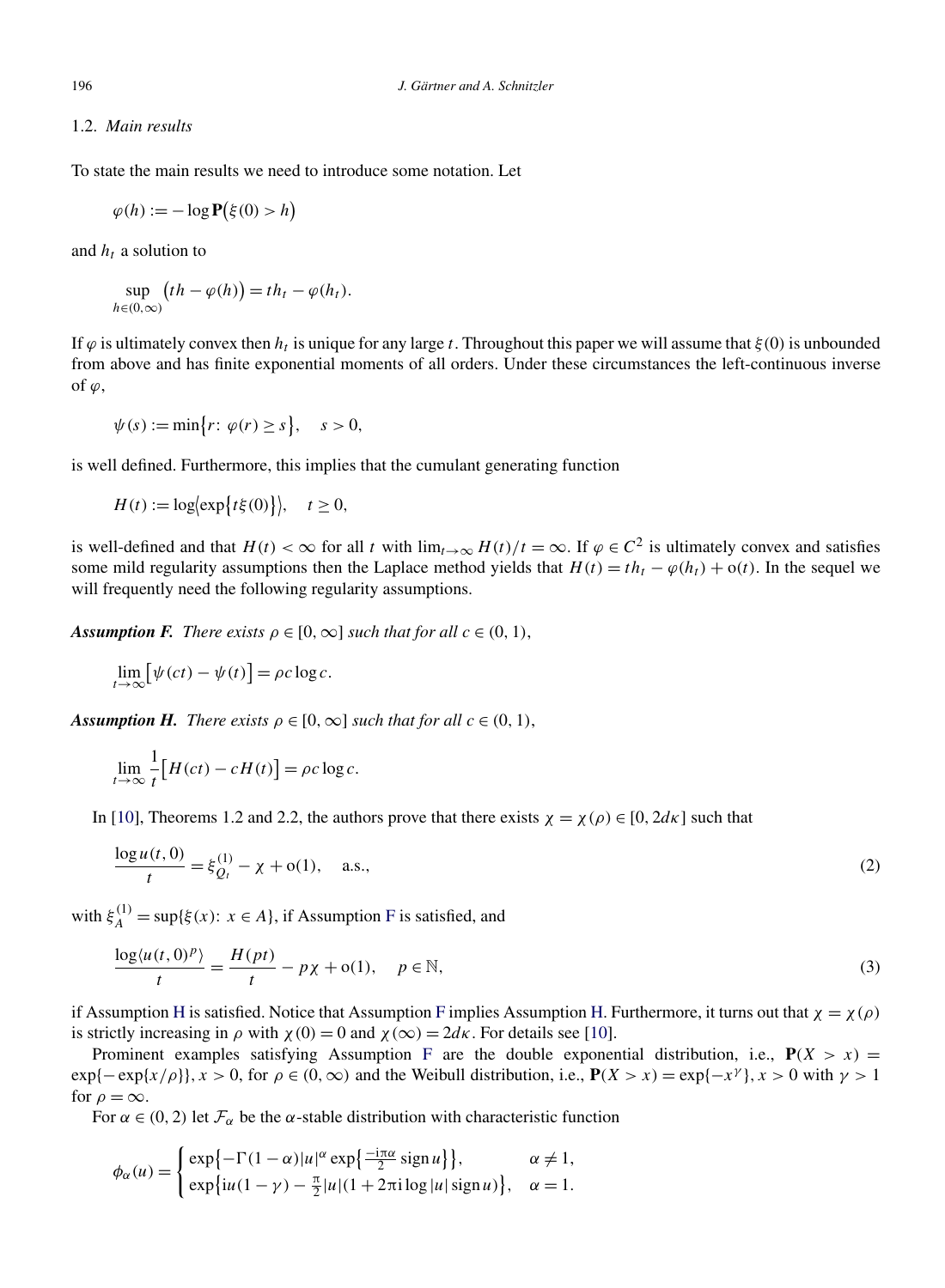### 1.2. *Main results*

To state the main results we need to introduce some notation. Let

$$\varphi(h) := -\log \mathbf{P}\big(\xi(0) > h\big)$$

and $h_t$ a solution to

$$\sup_{h\in(0,\infty)} \big(th - \varphi(h)\big) = th_t - \varphi(h_t).$$

If $\varphi$ is ultimately convex then $h_t$ is unique for any large $t$. Throughout this paper we will assume that $\xi(0)$ is unbounded from above and has finite exponential moments of all orders. Under these circumstances the left-continuous inverse of $\varphi$,

$$\psi(s) := \min\{r\colon\ \varphi(r) \geq s\}, \quad s > 0,$$

is well defined. Furthermore, this implies that the cumulant generating function

$$H(t) := \log\big\langle \exp\{t\xi(0)\}\big\rangle, \quad t \geq 0,$$

is well-defined and that $H(t) < \infty$ for all $t$ with $\lim_{t\to\infty} H(t)/t = \infty$. If $\varphi \in C^2$ is ultimately convex and satisfies some mild regularity assumptions then the Laplace method yields that $H(t) = th_t - \varphi(h_t) + \mathrm{o}(t)$. In the sequel we will frequently need the following regularity assumptions.

***Assumption F.*** *There exists $\rho \in [0,\infty]$ such that for all $c \in (0,1)$,*

$$\lim_{t\to\infty} \big[\psi(ct) - \psi(t)\big] = \rho c \log c.$$

***Assumption H.*** *There exists $\rho \in [0,\infty]$ such that for all $c \in (0,1)$,*

$$\lim_{t\to\infty} \frac{1}{t}\big[H(ct) - cH(t)\big] = \rho c \log c.$$

In [10], Theorems 1.2 and 2.2, the authors prove that there exists $\chi = \chi(\rho) \in [0, 2d\kappa]$ such that

$$\frac{\log u(t,0)}{t} = \xi^{(1)}_{Q_t} - \chi + \mathrm{o}(1), \quad \text{a.s.,} \tag{2}$$

with $\xi^{(1)}_A = \sup\{\xi(x)\colon\ x \in A\}$, if Assumption F is satisfied, and

$$\frac{\log\langle u(t,0)^p\rangle}{t} = \frac{H(pt)}{t} - p\chi + \mathrm{o}(1), \quad p \in \mathbb{N}, \tag{3}$$

if Assumption H is satisfied. Notice that Assumption F implies Assumption H. Furthermore, it turns out that $\chi = \chi(\rho)$ is strictly increasing in $\rho$ with $\chi(0) = 0$ and $\chi(\infty) = 2d\kappa$. For details see [10].

Prominent examples satisfying Assumption F are the double exponential distribution, i.e., $\mathbf{P}(X > x) = \exp\{-\exp\{x/\rho\}\}$, $x > 0$, for $\rho \in (0,\infty)$ and the Weibull distribution, i.e., $\mathbf{P}(X > x) = \exp\{-x^\gamma\}$, $x > 0$ with $\gamma > 1$ for $\rho = \infty$.

For $\alpha \in (0,2)$ let $\mathcal{F}_\alpha$ be the $\alpha$-stable distribution with characteristic function

$$\phi_\alpha(u) = \begin{cases} \exp\big\{-\Gamma(1-\alpha)|u|^\alpha \exp\big\{\frac{-\mathrm{i}\pi\alpha}{2}\operatorname{sign} u\big\}\big\}, & \alpha \neq 1, \\ \exp\big\{\mathrm{i}u(1-\gamma) - \frac{\pi}{2}|u|(1 + 2\pi\mathrm{i}\log|u|\operatorname{sign} u)\big\}, & \alpha = 1. \end{cases}$$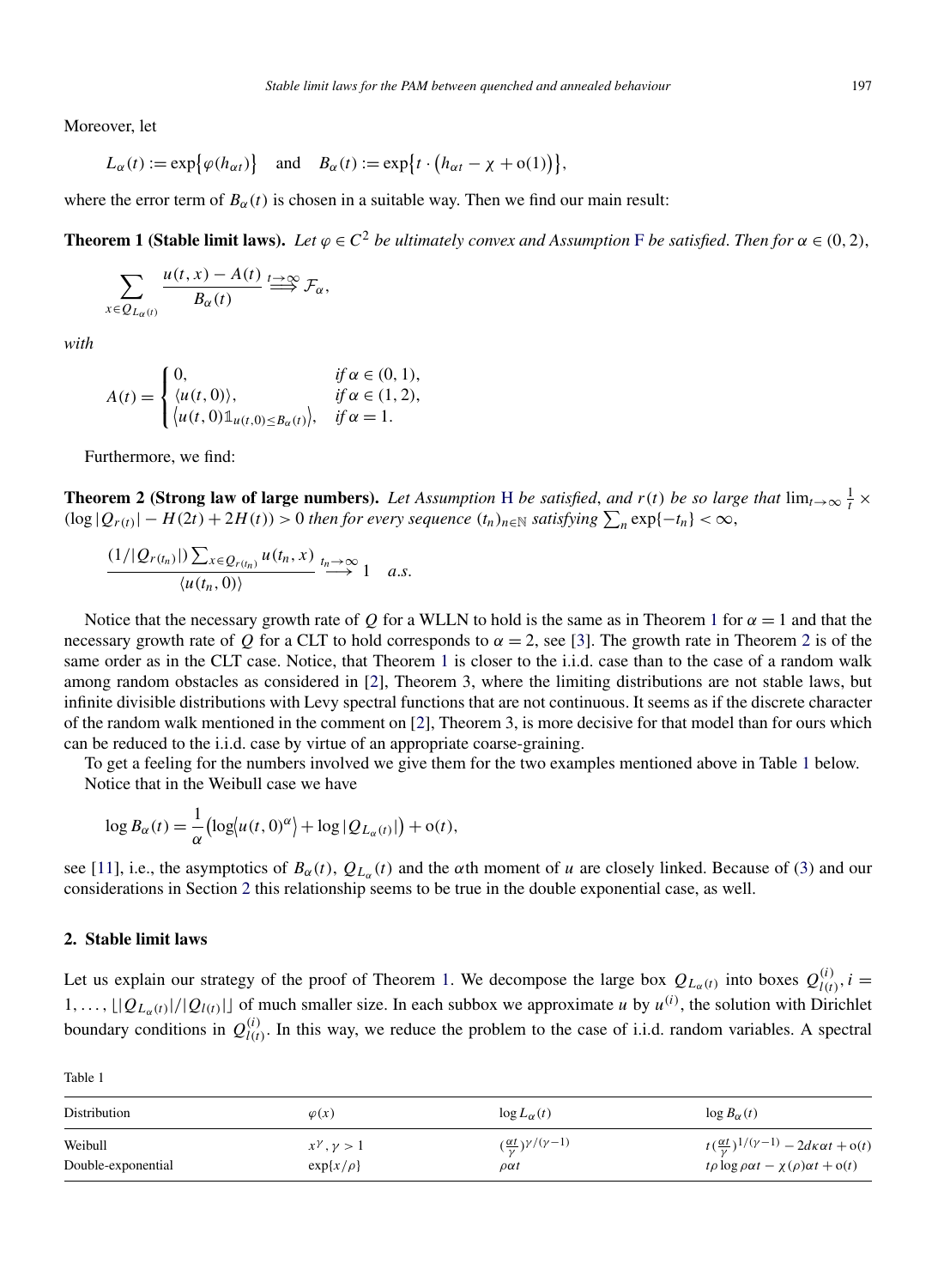Moreover, let

$$L_\alpha(t) := \exp\{\varphi(h_{\alpha t})\} \quad \text{and} \quad B_\alpha(t) := \exp\{t \cdot (h_{\alpha t} - \chi + o(1))\},$$

where the error term of $B_\alpha(t)$ is chosen in a suitable way. Then we find our main result:

**Theorem 1 (Stable limit laws).** *Let $\varphi \in C^2$ be ultimately convex and Assumption F be satisfied. Then for $\alpha \in (0,2)$,*

$$\sum_{x \in Q_{L_\alpha(t)}} \frac{u(t,x) - A(t)}{B_\alpha(t)} \overset{t\to\infty}{\Longrightarrow} \mathcal{F}_\alpha,$$

*with*

$$A(t) = \begin{cases} 0, & \text{if } \alpha \in (0,1), \\ \langle u(t,0)\rangle, & \text{if } \alpha \in (1,2), \\ \langle u(t,0)\mathbb{1}_{u(t,0)\le B_\alpha(t)}\rangle, & \text{if } \alpha = 1. \end{cases}$$

Furthermore, we find:

**Theorem 2 (Strong law of large numbers).** *Let Assumption H be satisfied, and $r(t)$ be so large that $\lim_{t\to\infty} \frac{1}{t} \times (\log|Q_{r(t)}| - H(2t) + 2H(t)) > 0$ then for every sequence $(t_n)_{n\in\mathbb{N}}$ satisfying $\sum_n \exp\{-t_n\} < \infty$,*

$$\frac{(1/|Q_{r(t_n)}|)\sum_{x\in Q_{r(t_n)}} u(t_n,x)}{\langle u(t_n,0)\rangle} \overset{t_n\to\infty}{\longrightarrow} 1 \quad a.s.$$

Notice that the necessary growth rate of $Q$ for a WLLN to hold is the same as in Theorem 1 for $\alpha = 1$ and that the necessary growth rate of $Q$ for a CLT to hold corresponds to $\alpha = 2$, see [3]. The growth rate in Theorem 2 is of the same order as in the CLT case. Notice, that Theorem 1 is closer to the i.i.d. case than to the case of a random walk among random obstacles as considered in [2], Theorem 3, where the limiting distributions are not stable laws, but infinite divisible distributions with Levy spectral functions that are not continuous. It seems as if the discrete character of the random walk mentioned in the comment on [2], Theorem 3, is more decisive for that model than for ours which can be reduced to the i.i.d. case by virtue of an appropriate coarse-graining.

To get a feeling for the numbers involved we give them for the two examples mentioned above in Table 1 below.

Notice that in the Weibull case we have

$$\log B_\alpha(t) = \frac{1}{\alpha}\left(\log\langle u(t,0)^\alpha\rangle + \log|Q_{L_\alpha(t)}|\right) + o(t),$$

see [11], i.e., the asymptotics of $B_\alpha(t)$, $Q_{L_\alpha}(t)$ and the $\alpha$th moment of $u$ are closely linked. Because of (3) and our considerations in Section 2 this relationship seems to be true in the double exponential case, as well.

## 2. Stable limit laws

Let us explain our strategy of the proof of Theorem 1. We decompose the large box $Q_{L_\alpha(t)}$ into boxes $Q_{l(t)}^{(i)}, i = 1, \ldots, \lfloor |Q_{L_\alpha(t)}|/|Q_{l(t)}| \rfloor$ of much smaller size. In each subbox we approximate $u$ by $u^{(i)}$, the solution with Dirichlet boundary conditions in $Q_{l(t)}^{(i)}$. In this way, we reduce the problem to the case of i.i.d. random variables. A spectral

Table 1

| Distribution | $\varphi(x)$ | $\log L_\alpha(t)$ | $\log B_\alpha(t)$ |
|---|---|---|---|
| Weibull | $x^\gamma, \gamma > 1$ | $(\frac{\alpha t}{\gamma})^{\gamma/(\gamma-1)}$ | $t(\frac{\alpha t}{\gamma})^{1/(\gamma-1)} - 2d\kappa\alpha t + o(t)$ |
| Double-exponential | $\exp\{x/\rho\}$ | $\rho\alpha t$ | $t\rho\log\rho\alpha t - \chi(\rho)\alpha t + o(t)$ |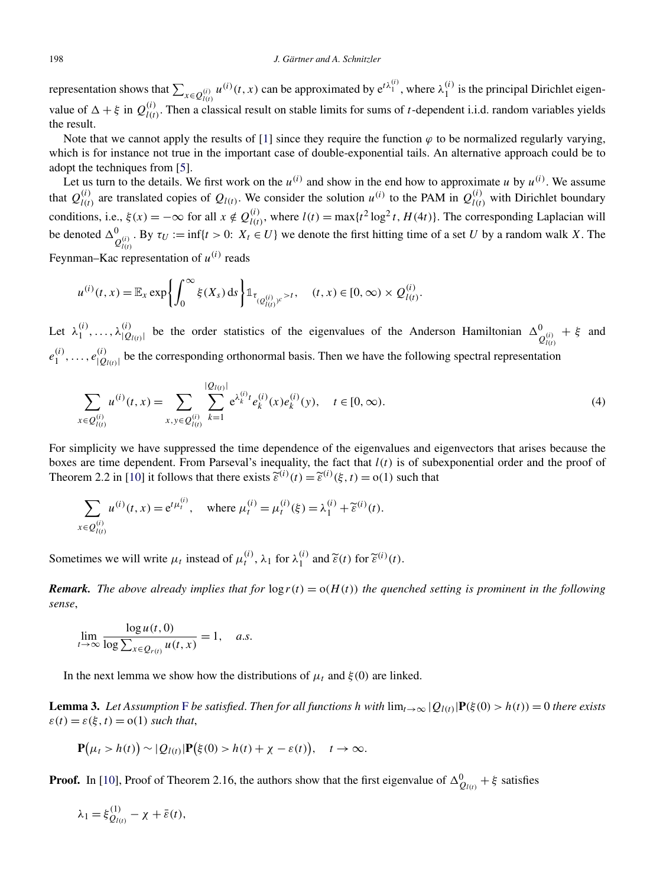representation shows that $\sum_{x\in Q^{(i)}_{l(t)}} u^{(i)}(t,x)$ can be approximated by $e^{t\lambda_1^{(i)}}$, where $\lambda_1^{(i)}$ is the principal Dirichlet eigenvalue of $\Delta+\xi$ in $Q^{(i)}_{l(t)}$. Then a classical result on stable limits for sums of $t$-dependent i.i.d. random variables yields the result.

Note that we cannot apply the results of [1] since they require the function $\varphi$ to be normalized regularly varying, which is for instance not true in the important case of double-exponential tails. An alternative approach could be to adopt the techniques from [5].

Let us turn to the details. We first work on the $u^{(i)}$ and show in the end how to approximate $u$ by $u^{(i)}$. We assume that $Q^{(i)}_{l(t)}$ are translated copies of $Q_{l(t)}$. We consider the solution $u^{(i)}$ to the PAM in $Q^{(i)}_{l(t)}$ with Dirichlet boundary conditions, i.e., $\xi(x)=-\infty$ for all $x\notin Q^{(i)}_{l(t)}$, where $l(t)=\max\{t^2\log^2 t, H(4t)\}$. The corresponding Laplacian will be denoted $\Delta^0_{Q^{(i)}_{l(t)}}$. By $\tau_U := \inf\{t>0\colon X_t\in U\}$ we denote the first hitting time of a set $U$ by a random walk $X$. The Feynman–Kac representation of $u^{(i)}$ reads

$$u^{(i)}(t,x)=\mathbb{E}_x \exp\left\{\int_0^\infty \xi(X_s)\,\mathrm{d}s\right\}\mathbb{1}_{\tau_{(Q^{(i)}_{l(t)})^c}>t},\quad (t,x)\in[0,\infty)\times Q^{(i)}_{l(t)}.$$

Let $\lambda_1^{(i)},\dots,\lambda^{(i)}_{|Q_{l(t)}|}$ be the order statistics of the eigenvalues of the Anderson Hamiltonian $\Delta^0_{Q^{(i)}_{l(t)}}+\xi$ and $e_1^{(i)},\dots,e^{(i)}_{|Q_{l(t)}|}$ be the corresponding orthonormal basis. Then we have the following spectral representation

$$\sum_{x\in Q^{(i)}_{l(t)}} u^{(i)}(t,x)=\sum_{x,y\in Q^{(i)}_{l(t)}}\sum_{k=1}^{|Q_{l(t)}|} e^{\lambda_k^{(i)}t}e_k^{(i)}(x)e_k^{(i)}(y),\quad t\in[0,\infty). \tag{4}$$

For simplicity we have suppressed the time dependence of the eigenvalues and eigenvectors that arises because the boxes are time dependent. From Parseval's inequality, the fact that $l(t)$ is of subexponential order and the proof of Theorem 2.2 in [10] it follows that there exists $\widetilde{\varepsilon}^{(i)}(t)=\widetilde{\varepsilon}^{(i)}(\xi,t)=o(1)$ such that

$$\sum_{x\in Q^{(i)}_{l(t)}} u^{(i)}(t,x)=e^{t\mu_t^{(i)}},\quad \text{where } \mu_t^{(i)}=\mu_t^{(i)}(\xi)=\lambda_1^{(i)}+\widetilde{\varepsilon}^{(i)}(t).$$

Sometimes we will write $\mu_t$ instead of $\mu_t^{(i)}$, $\lambda_1$ for $\lambda_1^{(i)}$ and $\widetilde{\varepsilon}(t)$ for $\widetilde{\varepsilon}^{(i)}(t)$.

***Remark.*** *The above already implies that for $\log r(t)=o(H(t))$ the quenched setting is prominent in the following sense,*

$$\lim_{t\to\infty}\frac{\log u(t,0)}{\log\sum_{x\in Q_{r(t)}}u(t,x)}=1,\quad a.s.$$

In the next lemma we show how the distributions of $\mu_t$ and $\xi(0)$ are linked.

**Lemma 3.** *Let Assumption F be satisfied. Then for all functions $h$ with $\lim_{t\to\infty}|Q_{l(t)}|\mathbf{P}(\xi(0)>h(t))=0$ there exists $\varepsilon(t)=\varepsilon(\xi,t)=o(1)$ such that,*

$$\mathbf{P}(\mu_t>h(t))\sim|Q_{l(t)}|\mathbf{P}(\xi(0)>h(t)+\chi-\varepsilon(t)),\quad t\to\infty.$$

**Proof.** In [10], Proof of Theorem 2.16, the authors show that the first eigenvalue of $\Delta^0_{Q_{l(t)}}+\xi$ satisfies

$$\lambda_1=\xi^{(1)}_{Q_{l(t)}}-\chi+\bar{\varepsilon}(t),$$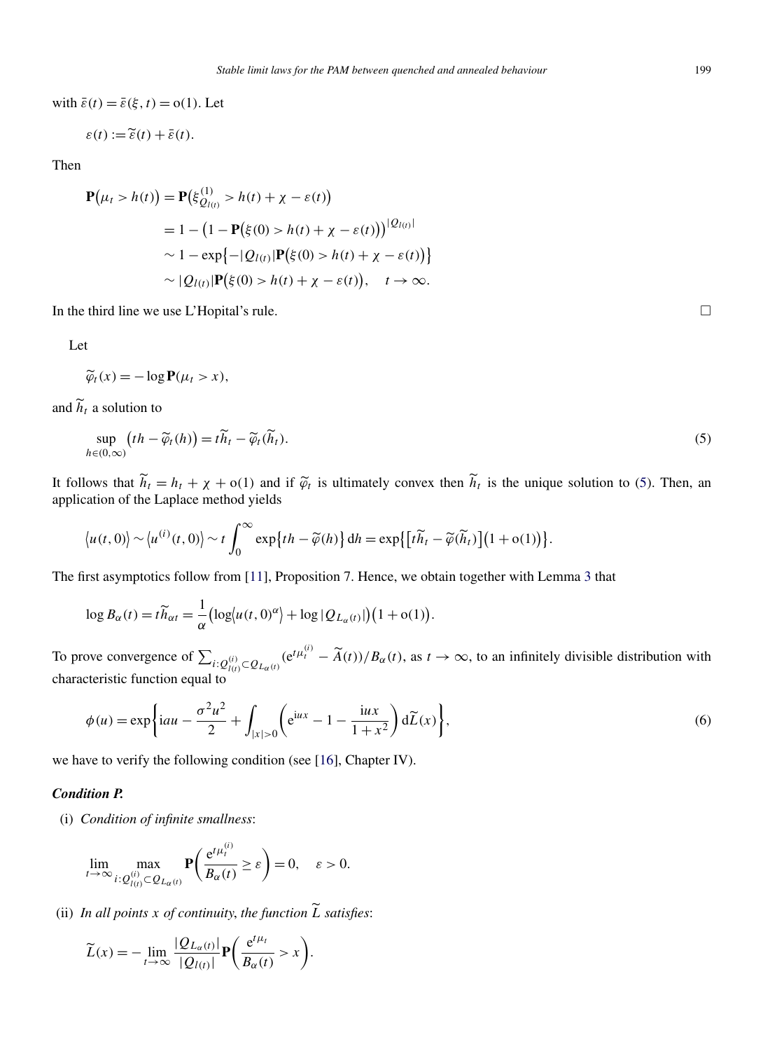with $\bar{\varepsilon}(t) = \bar{\varepsilon}(\xi, t) = \mathrm{o}(1)$. Let

$$\varepsilon(t) := \widetilde{\varepsilon}(t) + \bar{\varepsilon}(t).$$

Then

$$\begin{aligned}
\mathbf{P}\big(\mu_t > h(t)\big) &= \mathbf{P}\big(\xi^{(1)}_{Q_{l(t)}} > h(t) + \chi - \varepsilon(t)\big) \\
&= 1 - \big(1 - \mathbf{P}\big(\xi(0) > h(t) + \chi - \varepsilon(t)\big)\big)^{|Q_{l(t)}|} \\
&\sim 1 - \exp\big\{-|Q_{l(t)}|\mathbf{P}\big(\xi(0) > h(t) + \chi - \varepsilon(t)\big)\big\} \\
&\sim |Q_{l(t)}|\mathbf{P}\big(\xi(0) > h(t) + \chi - \varepsilon(t)\big), \quad t \to \infty.
\end{aligned}$$

In the third line we use L'Hopital's rule. □

Let

$$\widetilde{\varphi}_t(x) = -\log \mathbf{P}(\mu_t > x),$$

and $\widetilde{h}_t$ a solution to

$$\sup_{h \in (0,\infty)} \big(th - \widetilde{\varphi}_t(h)\big) = t\widetilde{h}_t - \widetilde{\varphi}_t(\widetilde{h}_t). \tag{5}$$

It follows that $\widetilde{h}_t = h_t + \chi + \mathrm{o}(1)$ and if $\widetilde{\varphi}_t$ is ultimately convex then $\widetilde{h}_t$ is the unique solution to (5). Then, an application of the Laplace method yields

$$\big\langle u(t,0)\big\rangle \sim \big\langle u^{(i)}(t,0)\big\rangle \sim t\int_0^\infty \exp\big\{th - \widetilde{\varphi}(h)\big\}\,\mathrm{d}h = \exp\big\{\big[t\widetilde{h}_t - \widetilde{\varphi}(\widetilde{h}_t)\big]\big(1 + \mathrm{o}(1)\big)\big\}.$$

The first asymptotics follow from [11], Proposition 7. Hence, we obtain together with Lemma 3 that

$$\log B_\alpha(t) = t\widetilde{h}_{\alpha t} = \frac{1}{\alpha}\big(\log\big\langle u(t,0)^\alpha\big\rangle + \log|Q_{L_\alpha(t)}|\big)\big(1 + \mathrm{o}(1)\big).$$

To prove convergence of $\sum_{i: Q^{(i)}_{l(t)} \subset Q_{L_\alpha(t)}} (\mathrm{e}^{t\mu^{(i)}_t} - \widetilde{A}(t))/B_\alpha(t)$, as $t \to \infty$, to an infinitely divisible distribution with characteristic function equal to

$$\phi(u) = \exp\bigg\{\mathrm{i}au - \frac{\sigma^2 u^2}{2} + \int_{|x|>0}\bigg(\mathrm{e}^{\mathrm{i}ux} - 1 - \frac{\mathrm{i}ux}{1+x^2}\bigg)\,\mathrm{d}\widetilde{L}(x)\bigg\}, \tag{6}$$

we have to verify the following condition (see [16], Chapter IV).

***Condition P.***

(i) *Condition of infinite smallness*:

$$\lim_{t\to\infty} \max_{i: Q^{(i)}_{l(t)} \subset Q_{L_\alpha(t)}} \mathbf{P}\bigg(\frac{\mathrm{e}^{t\mu^{(i)}_t}}{B_\alpha(t)} \geq \varepsilon\bigg) = 0, \quad \varepsilon > 0.$$

(ii) *In all points $x$ of continuity, the function $\widetilde{L}$ satisfies*:

$$\widetilde{L}(x) = -\lim_{t\to\infty} \frac{|Q_{L_\alpha(t)}|}{|Q_{l(t)}|}\mathbf{P}\bigg(\frac{\mathrm{e}^{t\mu_t}}{B_\alpha(t)} > x\bigg).$$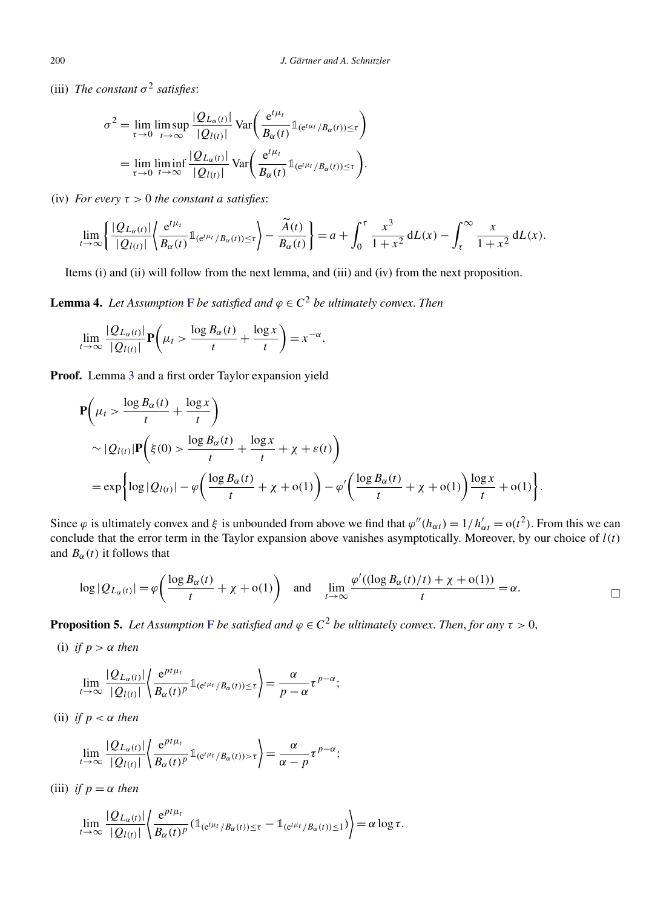(iii) *The constant* $\sigma^2$ *satisfies*:

$$\sigma^2 = \lim_{\tau\to 0} \limsup_{t\to\infty} \frac{|Q_{L_\alpha(t)}|}{|Q_{l(t)}|} \operatorname{Var}\left( \frac{e^{t\mu_t}}{B_\alpha(t)} \mathbb{1}_{(e^{t\mu_t}/B_\alpha(t))\le\tau} \right)$$
$$= \lim_{\tau\to 0} \liminf_{t\to\infty} \frac{|Q_{L_\alpha(t)}|}{|Q_{l(t)}|} \operatorname{Var}\left( \frac{e^{t\mu_t}}{B_\alpha(t)} \mathbb{1}_{(e^{t\mu_t}/B_\alpha(t))\le\tau} \right).$$

(iv) *For every* $\tau > 0$ *the constant* $a$ *satisfies*:

$$\lim_{t\to\infty} \left\{ \frac{|Q_{L_\alpha(t)}|}{|Q_{l(t)}|} \left\langle \frac{e^{t\mu_t}}{B_\alpha(t)} \mathbb{1}_{(e^{t\mu_t}/B_\alpha(t))\le\tau} \right\rangle - \frac{\widetilde{A}(t)}{B_\alpha(t)} \right\} = a + \int_0^\tau \frac{x^3}{1+x^2}\,dL(x) - \int_\tau^\infty \frac{x}{1+x^2}\,dL(x).$$

Items (i) and (ii) will follow from the next lemma, and (iii) and (iv) from the next proposition.

**Lemma 4.** *Let Assumption F be satisfied and* $\varphi \in C^2$ *be ultimately convex. Then*

$$\lim_{t\to\infty} \frac{|Q_{L_\alpha(t)}|}{|Q_{l(t)}|} \mathbf{P}\left( \mu_t > \frac{\log B_\alpha(t)}{t} + \frac{\log x}{t} \right) = x^{-\alpha}.$$

**Proof.** Lemma 3 and a first order Taylor expansion yield

$$\mathbf{P}\left( \mu_t > \frac{\log B_\alpha(t)}{t} + \frac{\log x}{t} \right)$$
$$\sim |Q_{l(t)}| \mathbf{P}\left( \xi(0) > \frac{\log B_\alpha(t)}{t} + \frac{\log x}{t} + \chi + \varepsilon(t) \right)$$
$$= \exp\left\{ \log|Q_{l(t)}| - \varphi\left( \frac{\log B_\alpha(t)}{t} + \chi + o(1) \right) - \varphi'\left( \frac{\log B_\alpha(t)}{t} + \chi + o(1) \right) \frac{\log x}{t} + o(1) \right\}.$$

Since $\varphi$ is ultimately convex and $\xi$ is unbounded from above we find that $\varphi''(h_{\alpha t}) = 1/h'_{\alpha t} = o(t^2)$. From this we can conclude that the error term in the Taylor expansion above vanishes asymptotically. Moreover, by our choice of $l(t)$ and $B_\alpha(t)$ it follows that

$$\log|Q_{L_\alpha(t)}| = \varphi\left( \frac{\log B_\alpha(t)}{t} + \chi + o(1) \right) \quad \text{and} \quad \lim_{t\to\infty} \frac{\varphi'((\log B_\alpha(t)/t) + \chi + o(1))}{t} = \alpha. \qquad \square$$

**Proposition 5.** *Let Assumption F be satisfied and* $\varphi \in C^2$ *be ultimately convex. Then, for any* $\tau > 0$,

(i) *if* $p > \alpha$ *then*

$$\lim_{t\to\infty} \frac{|Q_{L_\alpha(t)}|}{|Q_{l(t)}|} \left\langle \frac{e^{pt\mu_t}}{B_\alpha(t)^p} \mathbb{1}_{(e^{t\mu_t}/B_\alpha(t))\le\tau} \right\rangle = \frac{\alpha}{p-\alpha} \tau^{p-\alpha};$$

(ii) *if* $p < \alpha$ *then*

$$\lim_{t\to\infty} \frac{|Q_{L_\alpha(t)}|}{|Q_{l(t)}|} \left\langle \frac{e^{pt\mu_t}}{B_\alpha(t)^p} \mathbb{1}_{(e^{t\mu_t}/B_\alpha(t))>\tau} \right\rangle = \frac{\alpha}{\alpha-p} \tau^{p-\alpha};$$

(iii) *if* $p = \alpha$ *then*

$$\lim_{t\to\infty} \frac{|Q_{L_\alpha(t)}|}{|Q_{l(t)}|} \left\langle \frac{e^{pt\mu_t}}{B_\alpha(t)^p} \left( \mathbb{1}_{(e^{t\mu_t}/B_\alpha(t))\le\tau} - \mathbb{1}_{(e^{t\mu_t}/B_\alpha(t))\le 1} \right) \right\rangle = \alpha \log\tau.$$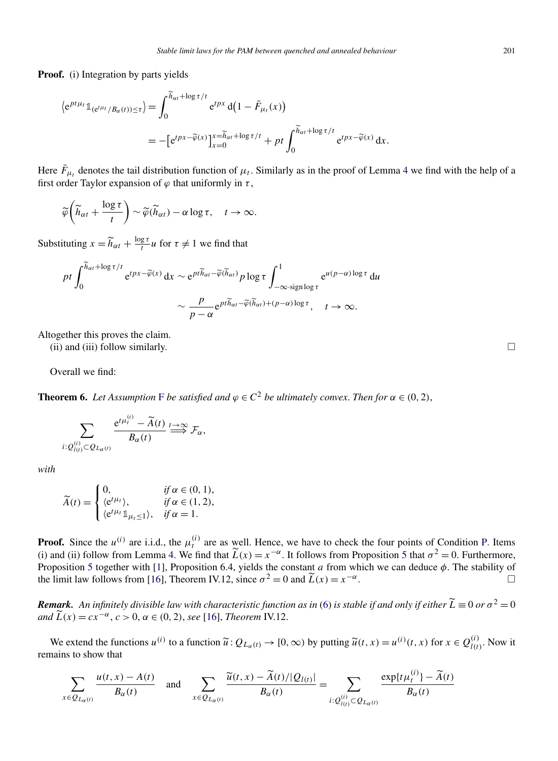**Proof.** (i) Integration by parts yields

$$
\begin{aligned}
\left\langle \mathrm{e}^{pt\mu_t} \mathbb{1}_{(\mathrm{e}^{t\mu_t}/B_\alpha(t)) \le \tau} \right\rangle &= \int_0^{\widetilde{h}_{\alpha t} + \log \tau / t} \mathrm{e}^{tpx}\, \mathrm{d}\big(1 - \bar{F}_{\mu_t}(x)\big) \\
&= -\big[\mathrm{e}^{tpx - \widetilde{\varphi}(x)}\big]_{x=0}^{x=\widetilde{h}_{\alpha t} + \log \tau / t} + pt \int_0^{\widetilde{h}_{\alpha t} + \log \tau / t} \mathrm{e}^{tpx - \widetilde{\varphi}(x)}\, \mathrm{d}x.
\end{aligned}
$$

Here $\bar{F}_{\mu_t}$ denotes the tail distribution function of $\mu_t$. Similarly as in the proof of Lemma 4 we find with the help of a first order Taylor expansion of $\varphi$ that uniformly in $\tau$,

$$
\widetilde{\varphi}\left(\widetilde{h}_{\alpha t} + \frac{\log \tau}{t}\right) \sim \widetilde{\varphi}(\widetilde{h}_{\alpha t}) - \alpha \log \tau, \quad t \to \infty.
$$

Substituting $x = \widetilde{h}_{\alpha t} + \frac{\log \tau}{t} u$ for $\tau \neq 1$ we find that

$$
\begin{aligned}
pt \int_0^{\widetilde{h}_{\alpha t} + \log \tau / t} \mathrm{e}^{tpx - \widetilde{\varphi}(x)}\, \mathrm{d}x &\sim \mathrm{e}^{pt\widetilde{h}_{\alpha t} - \widetilde{\varphi}(\widetilde{h}_{\alpha t})}\, p \log \tau \int_{-\infty \cdot \operatorname{sign} \log \tau}^{1} \mathrm{e}^{u(p-\alpha)\log \tau}\, \mathrm{d}u \\
&\sim \frac{p}{p-\alpha} \mathrm{e}^{pt\widetilde{h}_{\alpha t} - \widetilde{\varphi}(\widetilde{h}_{\alpha t}) + (p-\alpha)\log \tau}, \quad t \to \infty.
\end{aligned}
$$

Altogether this proves the claim.

(ii) and (iii) follow similarly. □

Overall we find:

**Theorem 6.** *Let Assumption F be satisfied and $\varphi \in C^2$ be ultimately convex. Then for $\alpha \in (0, 2)$,*

$$
\sum_{i : Q_{l(t)}^{(i)} \subset Q_{L_\alpha(t)}} \frac{\mathrm{e}^{t\mu_t^{(i)}} - \widetilde{A}(t)}{B_\alpha(t)} \overset{t\to\infty}{\Longrightarrow} \mathcal{F}_\alpha,
$$

*with*

$$
\widetilde{A}(t) = \begin{cases} 0, & \text{if } \alpha \in (0,1), \\ \langle \mathrm{e}^{t\mu_t} \rangle, & \text{if } \alpha \in (1,2), \\ \langle \mathrm{e}^{t\mu_t} \mathbb{1}_{\mu_t \le 1} \rangle, & \text{if } \alpha = 1. \end{cases}
$$

**Proof.** Since the $u^{(i)}$ are i.i.d., the $\mu_t^{(i)}$ are as well. Hence, we have to check the four points of Condition P. Items (i) and (ii) follow from Lemma 4. We find that $\widetilde{L}(x) = x^{-\alpha}$. It follows from Proposition 5 that $\sigma^2 = 0$. Furthermore, Proposition 5 together with [1], Proposition 6.4, yields the constant $a$ from which we can deduce $\phi$. The stability of the limit law follows from [16], Theorem IV.12, since $\sigma^2 = 0$ and $\widetilde{L}(x) = x^{-\alpha}$. □

***Remark.*** *An infinitely divisible law with characteristic function as in (6) is stable if and only if either $\widetilde{L} \equiv 0$ or $\sigma^2 = 0$ and $\widetilde{L}(x) = cx^{-\alpha}$, $c > 0$, $\alpha \in (0, 2)$, see [16], Theorem IV.12.*

We extend the functions $u^{(i)}$ to a function $\widetilde{u} : Q_{L_\alpha(t)} \to [0, \infty)$ by putting $\widetilde{u}(t, x) = u^{(i)}(t, x)$ for $x \in Q_{l(t)}^{(i)}$. Now it remains to show that

$$
\sum_{x \in Q_{L_\alpha(t)}} \frac{u(t,x) - A(t)}{B_\alpha(t)} \quad \text{and} \quad \sum_{x \in Q_{L_\alpha(t)}} \frac{\widetilde{u}(t,x) - \widetilde{A}(t)/|Q_{l(t)}|}{B_\alpha(t)} = \sum_{i : Q_{l(t)}^{(i)} \subset Q_{L_\alpha(t)}} \frac{\exp\{t\mu_t^{(i)}\} - \widetilde{A}(t)}{B_\alpha(t)}
$$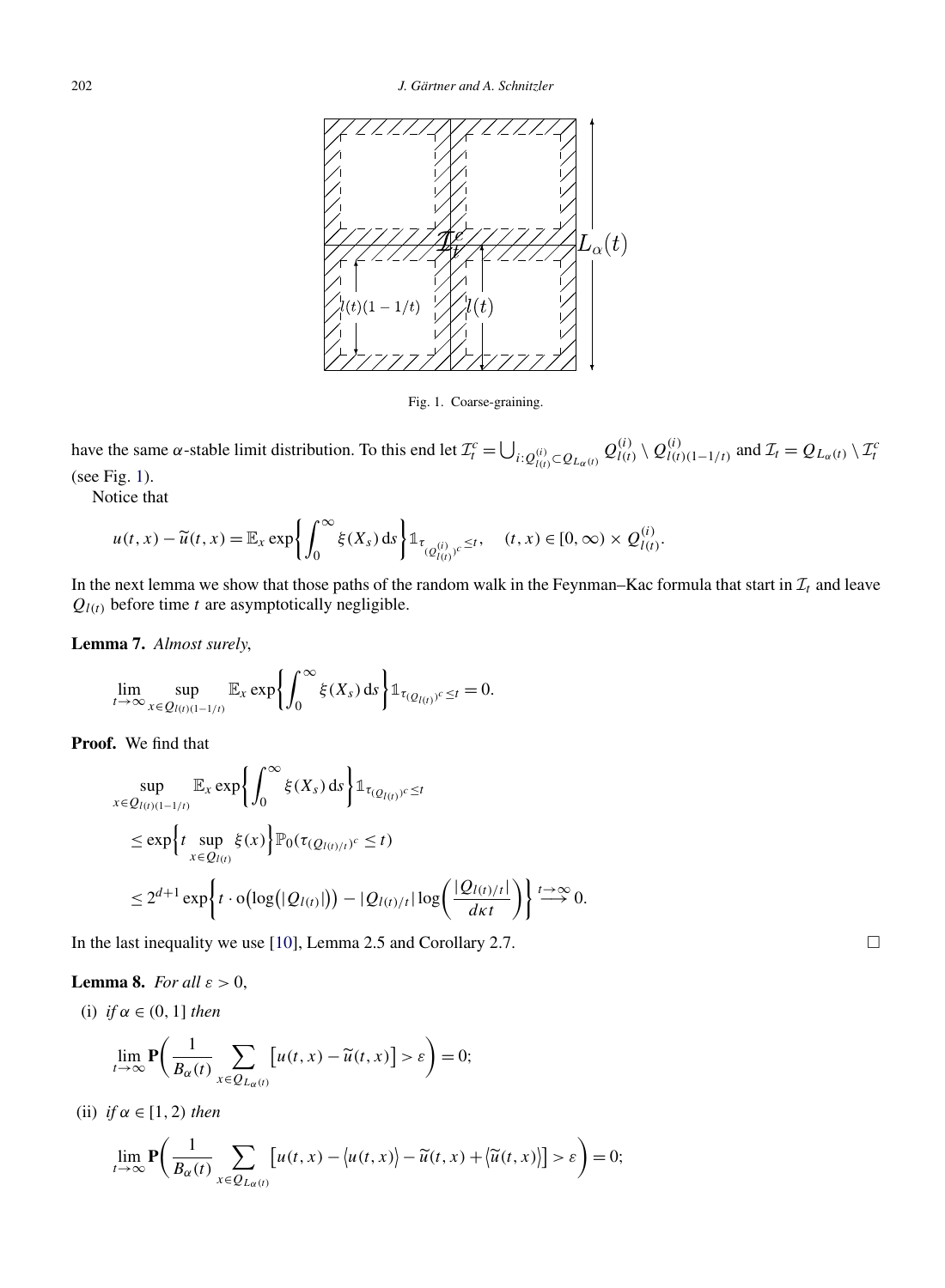Fig. 1. Coarse-graining.

have the same $\alpha$-stable limit distribution. To this end let $\mathcal{I}_t^c = \bigcup_{i: Q_{l(t)}^{(i)} \subset Q_{L_\alpha(t)}} Q_{l(t)}^{(i)} \setminus Q_{l(t)(1-1/t)}^{(i)}$ and $\mathcal{I}_t = Q_{L_\alpha(t)} \setminus \mathcal{I}_t^c$ (see Fig. 1).

Notice that

$$u(t,x) - \widetilde{u}(t,x) = \mathbb{E}_x \exp\left\{\int_0^\infty \xi(X_s)\,\mathrm{d}s\right\} \mathbb{1}_{\tau_{(Q_{l(t)}^{(i)})^c} \le t}, \quad (t,x) \in [0,\infty) \times Q_{l(t)}^{(i)}.$$

In the next lemma we show that those paths of the random walk in the Feynman–Kac formula that start in $\mathcal{I}_t$ and leave $Q_{l(t)}$ before time $t$ are asymptotically negligible.

**Lemma 7.** *Almost surely*,

$$\lim_{t\to\infty} \sup_{x \in Q_{l(t)(1-1/t)}} \mathbb{E}_x \exp\left\{\int_0^\infty \xi(X_s)\,\mathrm{d}s\right\} \mathbb{1}_{\tau_{(Q_{l(t)})^c} \le t} = 0.$$

**Proof.** We find that

$$\begin{aligned}
&\sup_{x \in Q_{l(t)(1-1/t)}} \mathbb{E}_x \exp\left\{\int_0^\infty \xi(X_s)\,\mathrm{d}s\right\} \mathbb{1}_{\tau_{(Q_{l(t)})^c} \le t} \\
&\quad \le \exp\left\{t \sup_{x \in Q_{l(t)}} \xi(x)\right\} \mathbb{P}_0\left(\tau_{(Q_{l(t)/t})^c} \le t\right) \\
&\quad \le 2^{d+1} \exp\left\{t \cdot \mathrm{o}\left(\log\left(|Q_{l(t)}|\right)\right) - |Q_{l(t)/t}| \log\left(\frac{|Q_{l(t)/t}|}{d\kappa t}\right)\right\} \overset{t\to\infty}{\longrightarrow} 0.
\end{aligned}$$

In the last inequality we use [10], Lemma 2.5 and Corollary 2.7. $\square$

**Lemma 8.** *For all* $\varepsilon > 0$,

(i) *if* $\alpha \in (0,1]$ *then*

$$\lim_{t\to\infty} \mathbf{P}\left(\frac{1}{B_\alpha(t)} \sum_{x \in Q_{L_\alpha(t)}} \left[u(t,x) - \widetilde{u}(t,x)\right] > \varepsilon\right) = 0;$$

(ii) *if* $\alpha \in [1,2)$ *then*

$$\lim_{t\to\infty} \mathbf{P}\left(\frac{1}{B_\alpha(t)} \sum_{x \in Q_{L_\alpha(t)}} \left[u(t,x) - \langle u(t,x)\rangle - \widetilde{u}(t,x) + \langle \widetilde{u}(t,x)\rangle\right] > \varepsilon\right) = 0;$$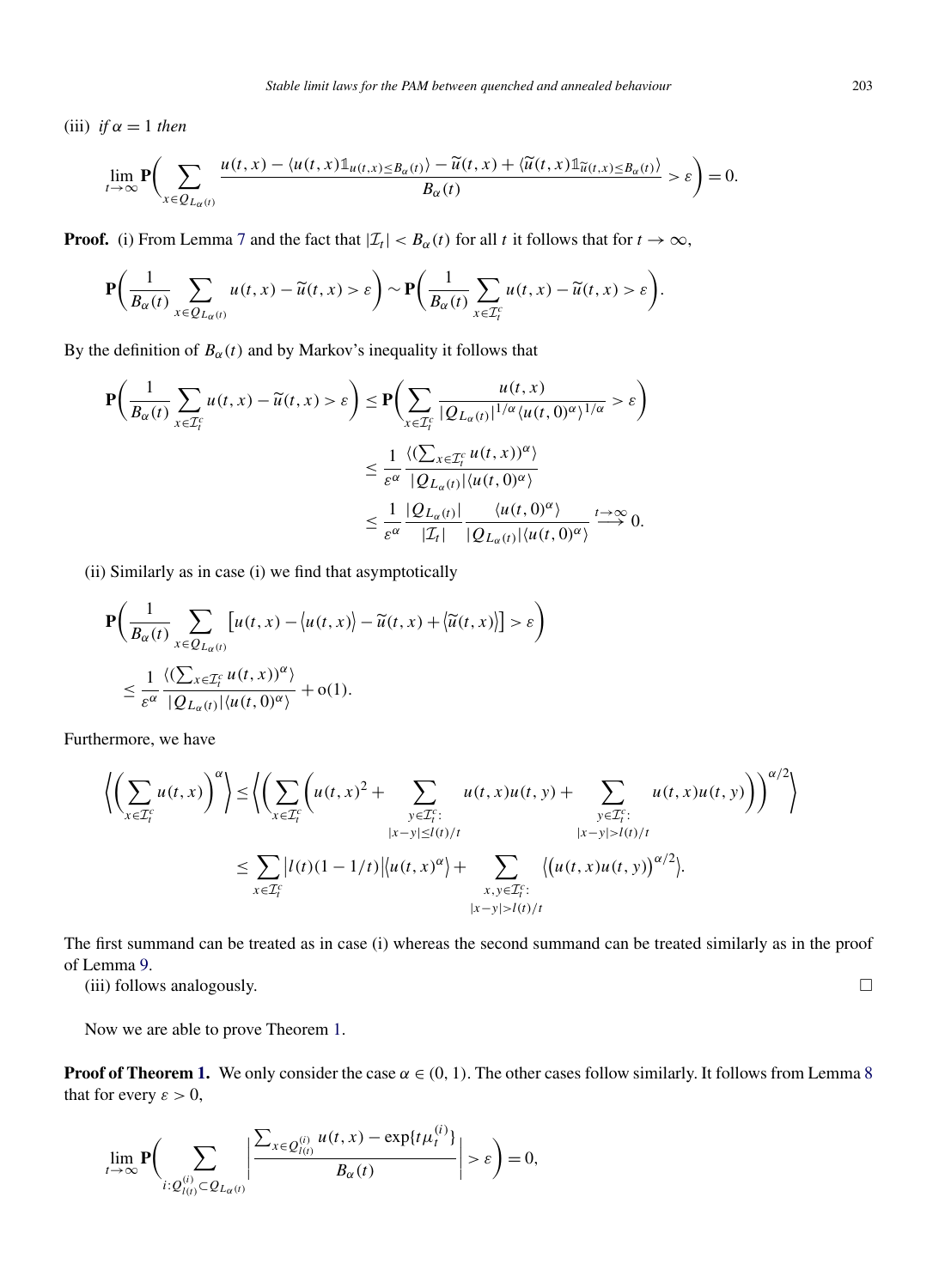(iii) *if* $\alpha = 1$ *then*

$$\lim_{t\to\infty} \mathbf{P}\bigg( \sum_{x\in Q_{L_\alpha(t)}} \frac{u(t,x) - \langle u(t,x)\mathbb{1}_{u(t,x)\le B_\alpha(t)}\rangle - \widetilde{u}(t,x) + \langle \widetilde{u}(t,x)\mathbb{1}_{\widetilde{u}(t,x)\le B_\alpha(t)}\rangle}{B_\alpha(t)} > \varepsilon \bigg) = 0.$$

**Proof.** (i) From Lemma 7 and the fact that $|\mathcal{I}_t| < B_\alpha(t)$ for all $t$ it follows that for $t \to \infty$,

$$\mathbf{P}\bigg( \frac{1}{B_\alpha(t)} \sum_{x\in Q_{L_\alpha(t)}} u(t,x) - \widetilde{u}(t,x) > \varepsilon \bigg) \sim \mathbf{P}\bigg( \frac{1}{B_\alpha(t)} \sum_{x\in \mathcal{I}_t^c} u(t,x) - \widetilde{u}(t,x) > \varepsilon \bigg).$$

By the definition of $B_\alpha(t)$ and by Markov's inequality it follows that

$$\begin{aligned}
\mathbf{P}\bigg( \frac{1}{B_\alpha(t)} \sum_{x\in \mathcal{I}_t^c} u(t,x) - \widetilde{u}(t,x) > \varepsilon \bigg) &\le \mathbf{P}\bigg( \sum_{x\in \mathcal{I}_t^c} \frac{u(t,x)}{|Q_{L_\alpha(t)}|^{1/\alpha} \langle u(t,0)^\alpha\rangle^{1/\alpha}} > \varepsilon \bigg) \\
&\le \frac{1}{\varepsilon^\alpha} \frac{\langle (\sum_{x\in \mathcal{I}_t^c} u(t,x))^\alpha \rangle}{|Q_{L_\alpha(t)}| \langle u(t,0)^\alpha\rangle} \\
&\le \frac{1}{\varepsilon^\alpha} \frac{|Q_{L_\alpha(t)}|}{|\mathcal{I}_t|} \frac{\langle u(t,0)^\alpha\rangle}{|Q_{L_\alpha(t)}| \langle u(t,0)^\alpha\rangle} \overset{t\to\infty}{\longrightarrow} 0.
\end{aligned}$$

(ii) Similarly as in case (i) we find that asymptotically

$$\begin{aligned}
&\mathbf{P}\bigg( \frac{1}{B_\alpha(t)} \sum_{x\in Q_{L_\alpha(t)}} \big[ u(t,x) - \langle u(t,x)\rangle - \widetilde{u}(t,x) + \langle \widetilde{u}(t,x)\rangle \big] > \varepsilon \bigg) \\
&\quad \le \frac{1}{\varepsilon^\alpha} \frac{\langle (\sum_{x\in \mathcal{I}_t^c} u(t,x))^\alpha \rangle}{|Q_{L_\alpha(t)}| \langle u(t,0)^\alpha\rangle} + \mathrm{o}(1).
\end{aligned}$$

Furthermore, we have

$$\begin{aligned}
\bigg\langle \bigg( \sum_{x\in \mathcal{I}_t^c} u(t,x) \bigg)^\alpha \bigg\rangle &\le \bigg\langle \bigg( \sum_{x\in \mathcal{I}_t^c} \bigg( u(t,x)^2 + \sum_{\substack{y\in \mathcal{I}_t^c: \\ |x-y|\le l(t)/t}} u(t,x)u(t,y) + \sum_{\substack{y\in \mathcal{I}_t^c: \\ |x-y|> l(t)/t}} u(t,x)u(t,y) \bigg) \bigg)^{\alpha/2} \bigg\rangle \\
&\le \sum_{x\in \mathcal{I}_t^c} \big| l(t)(1-1/t) \big| \big\langle u(t,x)^\alpha \big\rangle + \sum_{\substack{x,y\in \mathcal{I}_t^c: \\ |x-y|> l(t)/t}} \big\langle \big( u(t,x)u(t,y) \big)^{\alpha/2} \big\rangle.
\end{aligned}$$

The first summand can be treated as in case (i) whereas the second summand can be treated similarly as in the proof of Lemma 9.

(iii) follows analogously. $\square$

Now we are able to prove Theorem 1.

**Proof of Theorem 1.** We only consider the case $\alpha \in (0,1)$. The other cases follow similarly. It follows from Lemma 8 that for every $\varepsilon > 0$,

$$\lim_{t\to\infty} \mathbf{P}\bigg( \sum_{i: Q_{l(t)}^{(i)} \subset Q_{L_\alpha(t)}} \bigg| \frac{\sum_{x\in Q_{l(t)}^{(i)}} u(t,x) - \exp\{t\mu_t^{(i)}\}}{B_\alpha(t)} \bigg| > \varepsilon \bigg) = 0,$$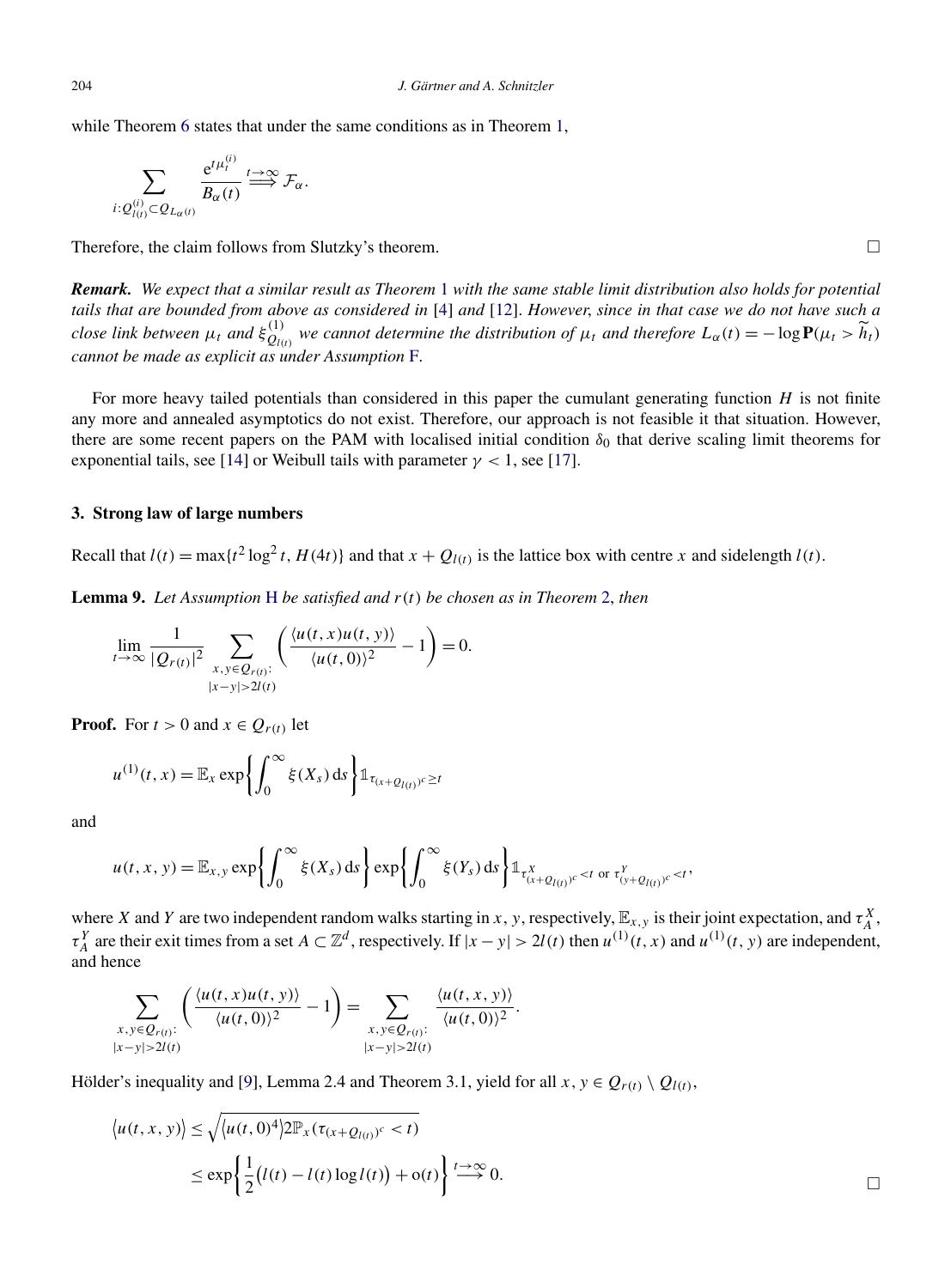while Theorem 6 states that under the same conditions as in Theorem 1,

$$\sum_{i: Q_{l(t)}^{(i)} \subset Q_{L_\alpha(t)}} \frac{\mathrm{e}^{t\mu_t^{(i)}}}{B_\alpha(t)} \overset{t\to\infty}{\Longrightarrow} \mathcal{F}_\alpha.$$

Therefore, the claim follows from Slutzky's theorem. □

***Remark.*** *We expect that a similar result as Theorem 1 with the same stable limit distribution also holds for potential tails that are bounded from above as considered in [4] and [12]. However, since in that case we do not have such a close link between $\mu_t$ and $\xi^{(1)}_{Q_{l(t)}}$ we cannot determine the distribution of $\mu_t$ and therefore $L_\alpha(t) = -\log \mathbf{P}(\mu_t > \widetilde{h}_t)$ cannot be made as explicit as under Assumption F.*

For more heavy tailed potentials than considered in this paper the cumulant generating function $H$ is not finite any more and annealed asymptotics do not exist. Therefore, our approach is not feasible it that situation. However, there are some recent papers on the PAM with localised initial condition $\delta_0$ that derive scaling limit theorems for exponential tails, see [14] or Weibull tails with parameter $\gamma < 1$, see [17].

## 3. Strong law of large numbers

Recall that $l(t) = \max\{t^2 \log^2 t, H(4t)\}$ and that $x + Q_{l(t)}$ is the lattice box with centre $x$ and sidelength $l(t)$.

**Lemma 9.** *Let Assumption H be satisfied and $r(t)$ be chosen as in Theorem 2, then*

$$\lim_{t\to\infty} \frac{1}{|Q_{r(t)}|^2} \sum_{\substack{x,y\in Q_{r(t)}:\\ |x-y|>2l(t)}} \left( \frac{\langle u(t,x)u(t,y)\rangle}{\langle u(t,0)\rangle^2} - 1 \right) = 0.$$

**Proof.** For $t > 0$ and $x \in Q_{r(t)}$ let

$$u^{(1)}(t,x) = \mathbb{E}_x \exp\left\{\int_0^\infty \xi(X_s)\,\mathrm{d}s\right\} \mathbb{1}_{\tau_{(x+Q_{l(t)})^c} \geq t}$$

and

$$u(t,x,y) = \mathbb{E}_{x,y} \exp\left\{\int_0^\infty \xi(X_s)\,\mathrm{d}s\right\} \exp\left\{\int_0^\infty \xi(Y_s)\,\mathrm{d}s\right\} \mathbb{1}_{\tau^X_{(x+Q_{l(t)})^c} < t \text{ or } \tau^Y_{(y+Q_{l(t)})^c} < t},$$

where $X$ and $Y$ are two independent random walks starting in $x$, $y$, respectively, $\mathbb{E}_{x,y}$ is their joint expectation, and $\tau^X_A$, $\tau^Y_A$ are their exit times from a set $A \subset \mathbb{Z}^d$, respectively. If $|x - y| > 2l(t)$ then $u^{(1)}(t,x)$ and $u^{(1)}(t,y)$ are independent, and hence

$$\sum_{\substack{x,y\in Q_{r(t)}:\\ |x-y|>2l(t)}} \left( \frac{\langle u(t,x)u(t,y)\rangle}{\langle u(t,0)\rangle^2} - 1 \right) = \sum_{\substack{x,y\in Q_{r(t)}:\\ |x-y|>2l(t)}} \frac{\langle u(t,x,y)\rangle}{\langle u(t,0)\rangle^2}.$$

Hölder's inequality and [9], Lemma 2.4 and Theorem 3.1, yield for all $x, y \in Q_{r(t)} \setminus Q_{l(t)}$,

$$\begin{aligned}
\big\langle u(t,x,y)\big\rangle &\leq \sqrt{\big\langle u(t,0)^4\big\rangle 2\mathbb{P}_x\big(\tau_{(x+Q_{l(t)})^c} < t\big)} \\
&\leq \exp\left\{\frac{1}{2}\big(l(t) - l(t)\log l(t)\big) + \mathrm{o}(t)\right\} \overset{t\to\infty}{\longrightarrow} 0.
\end{aligned}$$

□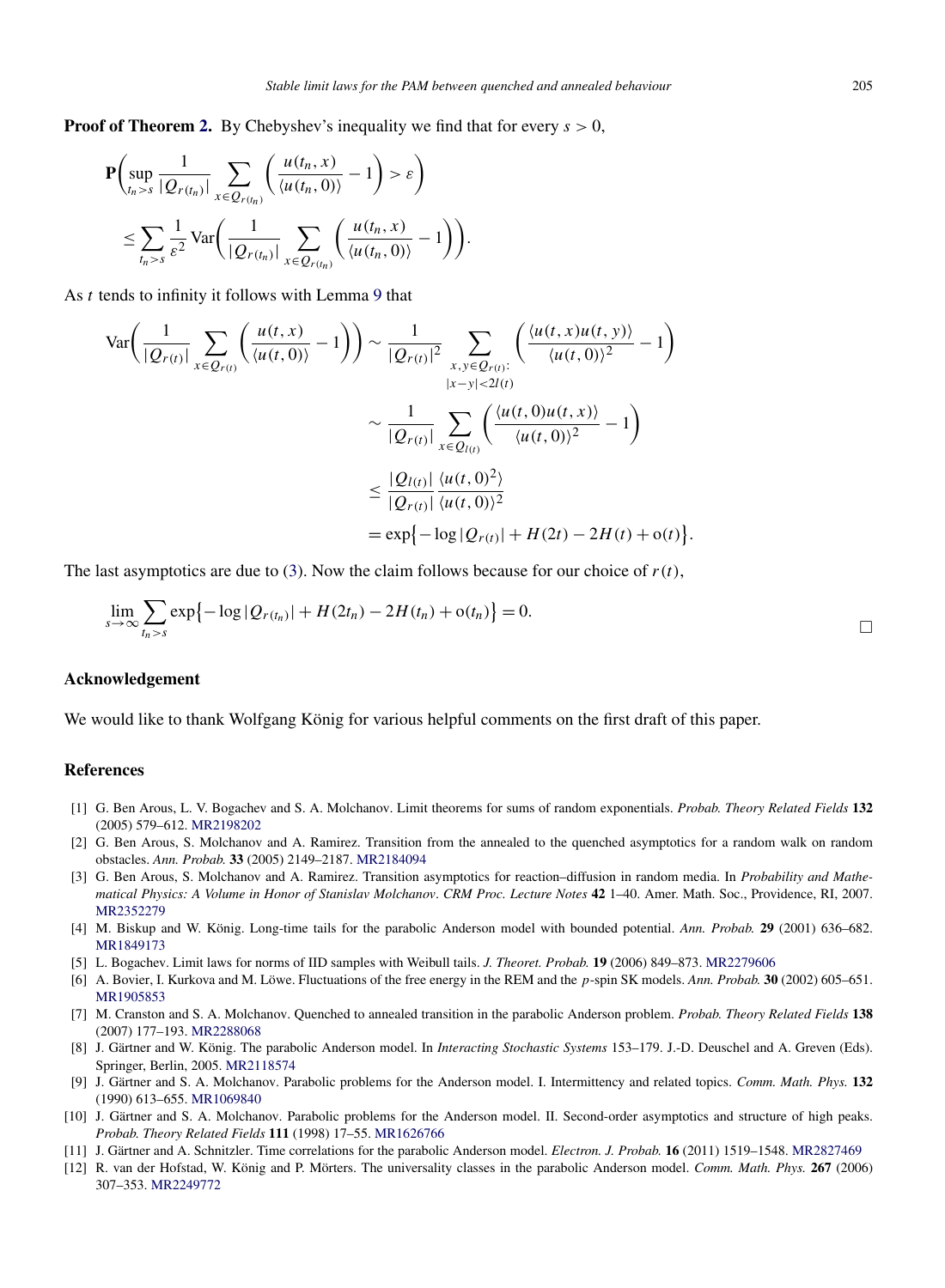**Proof of Theorem 2.** By Chebyshev's inequality we find that for every $s > 0$,

$$
\mathbf{P}\left( \sup_{t_n > s} \frac{1}{|Q_{r(t_n)}|} \sum_{x \in Q_{r(t_n)}} \left( \frac{u(t_n, x)}{\langle u(t_n, 0) \rangle} - 1 \right) > \varepsilon \right)
\leq \sum_{t_n > s} \frac{1}{\varepsilon^2} \operatorname{Var}\left( \frac{1}{|Q_{r(t_n)}|} \sum_{x \in Q_{r(t_n)}} \left( \frac{u(t_n, x)}{\langle u(t_n, 0) \rangle} - 1 \right) \right).
$$

As $t$ tends to infinity it follows with Lemma 9 that

$$
\begin{aligned}
\operatorname{Var}\left( \frac{1}{|Q_{r(t)}|} \sum_{x \in Q_{r(t)}} \left( \frac{u(t,x)}{\langle u(t,0) \rangle} - 1 \right) \right) &\sim \frac{1}{|Q_{r(t)}|^2} \sum_{\substack{x, y \in Q_{r(t)}: \\ |x-y| < 2l(t)}} \left( \frac{\langle u(t,x) u(t,y) \rangle}{\langle u(t,0) \rangle^2} - 1 \right) \\
&\sim \frac{1}{|Q_{r(t)}|} \sum_{x \in Q_{l(t)}} \left( \frac{\langle u(t,0) u(t,x) \rangle}{\langle u(t,0) \rangle^2} - 1 \right) \\
&\leq \frac{|Q_{l(t)}|}{|Q_{r(t)}|} \frac{\langle u(t,0)^2 \rangle}{\langle u(t,0) \rangle^2} \\
&= \exp\left\{ -\log |Q_{r(t)}| + H(2t) - 2H(t) + o(t) \right\}.
\end{aligned}
$$

The last asymptotics are due to (3). Now the claim follows because for our choice of $r(t)$,

$$
\lim_{s \to \infty} \sum_{t_n > s} \exp\left\{ -\log |Q_{r(t_n)}| + H(2t_n) - 2H(t_n) + o(t_n) \right\} = 0.
$$

□

## Acknowledgement

We would like to thank Wolfgang König for various helpful comments on the first draft of this paper.

## References

[1] G. Ben Arous, L. V. Bogachev and S. A. Molchanov. Limit theorems for sums of random exponentials. *Probab. Theory Related Fields* **132** (2005) 579–612. MR2198202

[2] G. Ben Arous, S. Molchanov and A. Ramirez. Transition from the annealed to the quenched asymptotics for a random walk on random obstacles. *Ann. Probab.* **33** (2005) 2149–2187. MR2184094

[3] G. Ben Arous, S. Molchanov and A. Ramirez. Transition asymptotics for reaction–diffusion in random media. In *Probability and Mathematical Physics: A Volume in Honor of Stanislav Molchanov*. *CRM Proc. Lecture Notes* **42** 1–40. Amer. Math. Soc., Providence, RI, 2007. MR2352279

[4] M. Biskup and W. König. Long-time tails for the parabolic Anderson model with bounded potential. *Ann. Probab.* **29** (2001) 636–682. MR1849173

[5] L. Bogachev. Limit laws for norms of IID samples with Weibull tails. *J. Theoret. Probab.* **19** (2006) 849–873. MR2279606

[6] A. Bovier, I. Kurkova and M. Löwe. Fluctuations of the free energy in the REM and the $p$-spin SK models. *Ann. Probab.* **30** (2002) 605–651. MR1905853

[7] M. Cranston and S. A. Molchanov. Quenched to annealed transition in the parabolic Anderson problem. *Probab. Theory Related Fields* **138** (2007) 177–193. MR2288068

[8] J. Gärtner and W. König. The parabolic Anderson model. In *Interacting Stochastic Systems* 153–179. J.-D. Deuschel and A. Greven (Eds). Springer, Berlin, 2005. MR2118574

[9] J. Gärtner and S. A. Molchanov. Parabolic problems for the Anderson model. I. Intermittency and related topics. *Comm. Math. Phys.* **132** (1990) 613–655. MR1069840

[10] J. Gärtner and S. A. Molchanov. Parabolic problems for the Anderson model. II. Second-order asymptotics and structure of high peaks. *Probab. Theory Related Fields* **111** (1998) 17–55. MR1626766

[11] J. Gärtner and A. Schnitzler. Time correlations for the parabolic Anderson model. *Electron. J. Probab.* **16** (2011) 1519–1548. MR2827469

[12] R. van der Hofstad, W. König and P. Mörters. The universality classes in the parabolic Anderson model. *Comm. Math. Phys.* **267** (2006) 307–353. MR2249772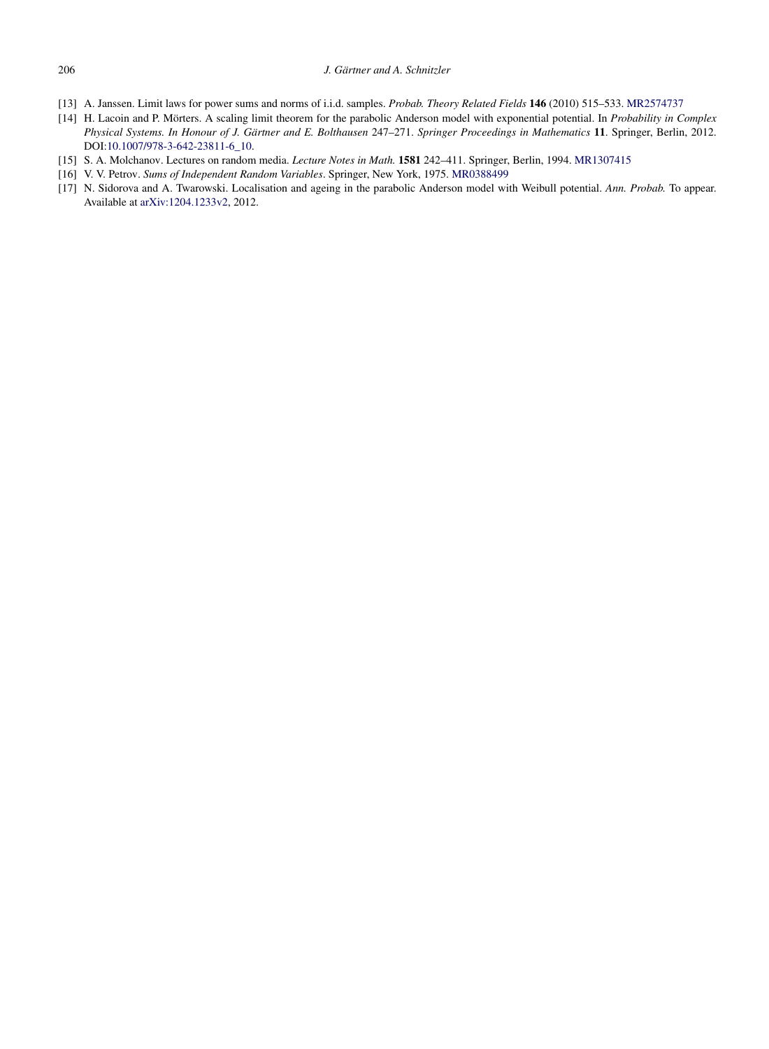[13] A. Janssen. Limit laws for power sums and norms of i.i.d. samples. *Probab. Theory Related Fields* **146** (2010) 515–533. MR2574737

[14] H. Lacoin and P. Mörters. A scaling limit theorem for the parabolic Anderson model with exponential potential. In *Probability in Complex Physical Systems. In Honour of J. Gärtner and E. Bolthausen* 247–271. *Springer Proceedings in Mathematics* **11**. Springer, Berlin, 2012. DOI:10.1007/978-3-642-23811-6_10.

[15] S. A. Molchanov. Lectures on random media. *Lecture Notes in Math.* **1581** 242–411. Springer, Berlin, 1994. MR1307415

[16] V. V. Petrov. *Sums of Independent Random Variables*. Springer, New York, 1975. MR0388499

[17] N. Sidorova and A. Twarowski. Localisation and ageing in the parabolic Anderson model with Weibull potential. *Ann. Probab.* To appear. Available at arXiv:1204.1233v2, 2012.